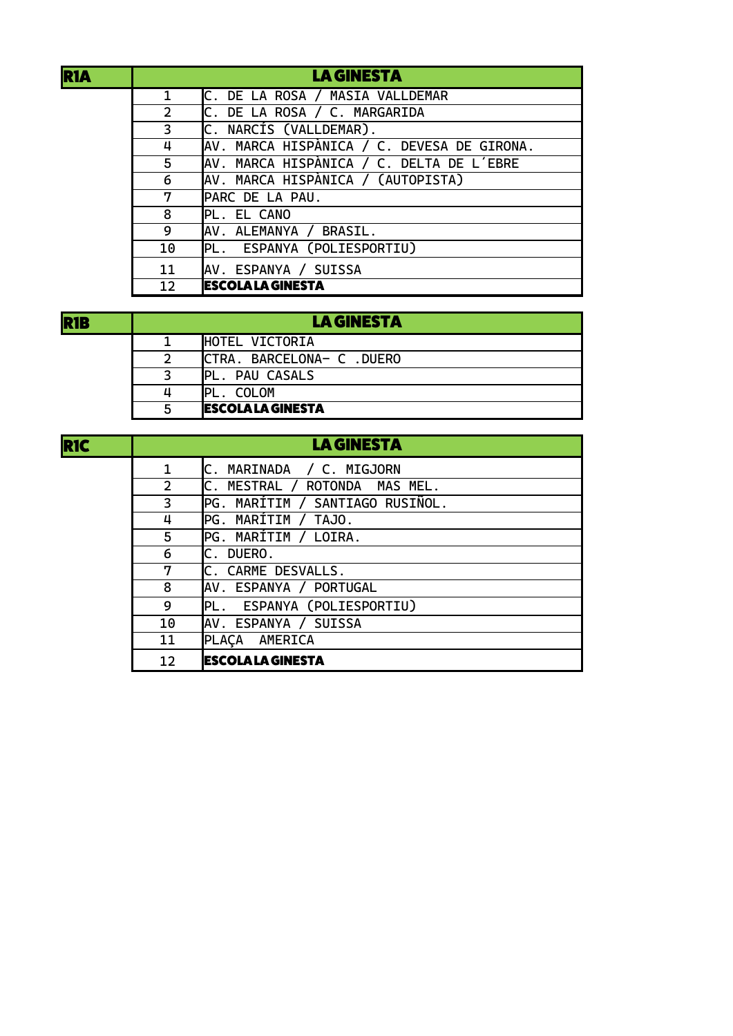| R1A | | LA GINESTA |
| --- | --- | --- |
| | 1 | C. DE LA ROSA / MASIA VALLDEMAR |
| | 2 | C. DE LA ROSA / C. MARGARIDA |
| | 3 | C. NARCÍS (VALLDEMAR). |
| | 4 | AV. MARCA HISPÀNICA / C. DEVESA DE GIRONA. |
| | 5 | AV. MARCA HISPÀNICA / C. DELTA DE L´EBRE |
| | 6 | AV. MARCA HISPÀNICA / (AUTOPISTA) |
| | 7 | PARC DE LA PAU. |
| | 8 | PL. EL CANO |
| | 9 | AV. ALEMANYA / BRASIL. |
| | 10 | PL. ESPANYA (POLIESPORTIU) |
| | 11 | AV. ESPANYA / SUISSA |
| | 12 | **ESCOLA LA GINESTA** |

| R1B | | LA GINESTA |
| --- | --- | --- |
| | 1 | HOTEL VICTORIA |
| | 2 | CTRA. BARCELONA- C .DUERO |
| | 3 | PL. PAU CASALS |
| | 4 | PL. COLOM |
| | 5 | **ESCOLA LA GINESTA** |

| R1C | | LA GINESTA |
| --- | --- | --- |
| | 1 | C. MARINADA / C. MIGJORN |
| | 2 | C. MESTRAL / ROTONDA MAS MEL. |
| | 3 | PG. MARÍTIM / SANTIAGO RUSIÑOL. |
| | 4 | PG. MARÍTIM / TAJO. |
| | 5 | PG. MARÍTIM / LOIRA. |
| | 6 | C. DUERO. |
| | 7 | C. CARME DESVALLS. |
| | 8 | AV. ESPANYA / PORTUGAL |
| | 9 | PL. ESPANYA (POLIESPORTIU) |
| | 10 | AV. ESPANYA / SUISSA |
| | 11 | PLAÇA AMERICA |
| | 12 | **ESCOLA LA GINESTA** |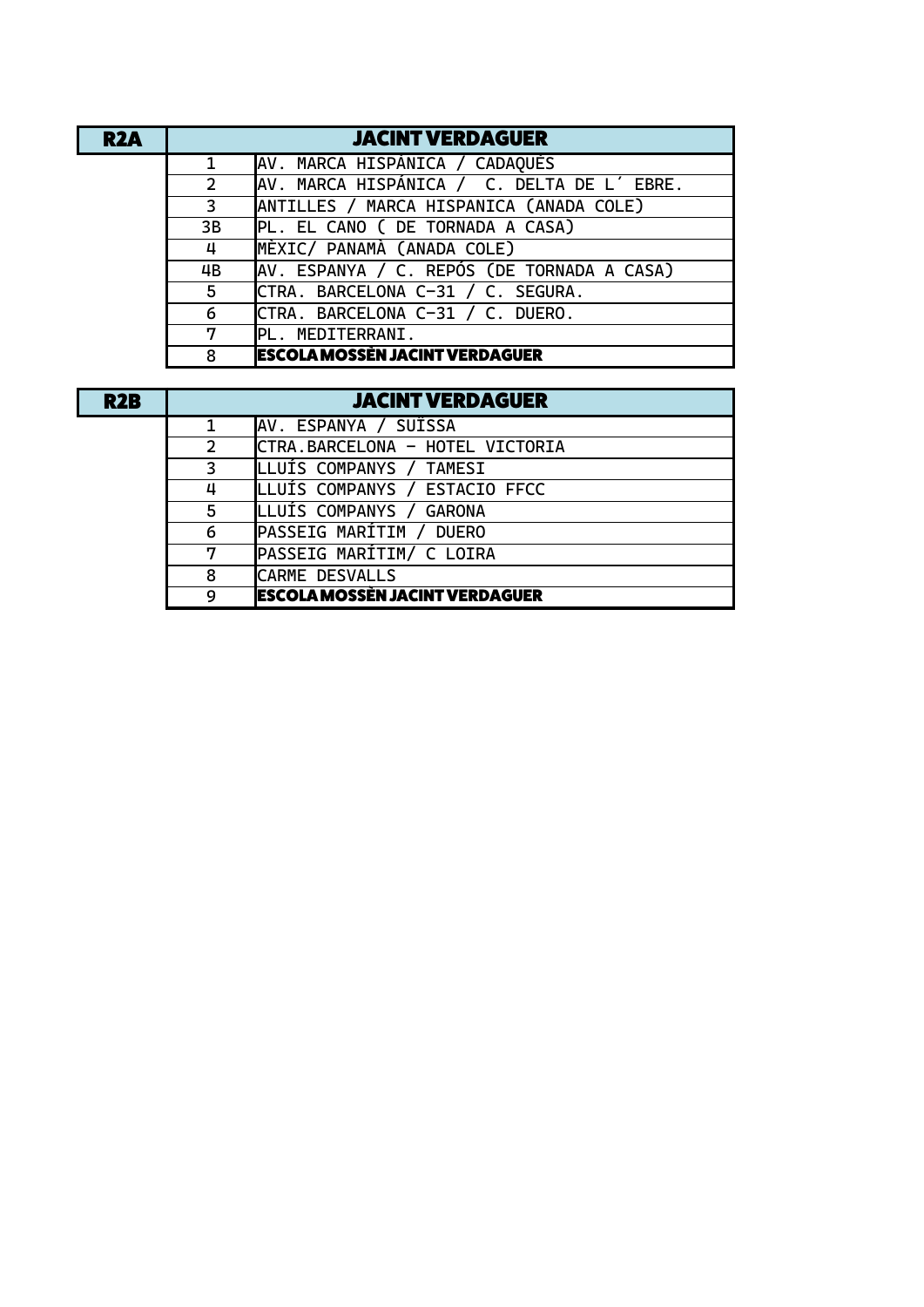| R2A | JACINT VERDAGUER | |
|---|---|---|
| | 1 | AV. MARCA HISPÀNICA / CADAQUÈS |
| | 2 | AV. MARCA HISPÁNICA / C. DELTA DE L´ EBRE. |
| | 3 | ANTILLES / MARCA HISPANICA (ANADA COLE) |
| | 3B | PL. EL CANO ( DE TORNADA A CASA) |
| | 4 | MÈXIC/ PANAMÀ (ANADA COLE) |
| | 4B | AV. ESPANYA / C. REPÓS (DE TORNADA A CASA) |
| | 5 | CTRA. BARCELONA C-31 / C. SEGURA. |
| | 6 | CTRA. BARCELONA C-31 / C. DUERO. |
| | 7 | PL. MEDITERRANI. |
| | 8 | **ESCOLA MOSSÈN JACINT VERDAGUER** |

| R2B | JACINT VERDAGUER | |
|---|---|---|
| | 1 | AV. ESPANYA / SUÏSSA |
| | 2 | CTRA.BARCELONA - HOTEL VICTORIA |
| | 3 | LLUÍS COMPANYS / TAMESI |
| | 4 | LLUÍS COMPANYS / ESTACIO FFCC |
| | 5 | LLUÍS COMPANYS / GARONA |
| | 6 | PASSEIG MARÍTIM / DUERO |
| | 7 | PASSEIG MARÍTIM/ C LOIRA |
| | 8 | CARME DESVALLS |
| | 9 | **ESCOLA MOSSÈN JACINT VERDAGUER** |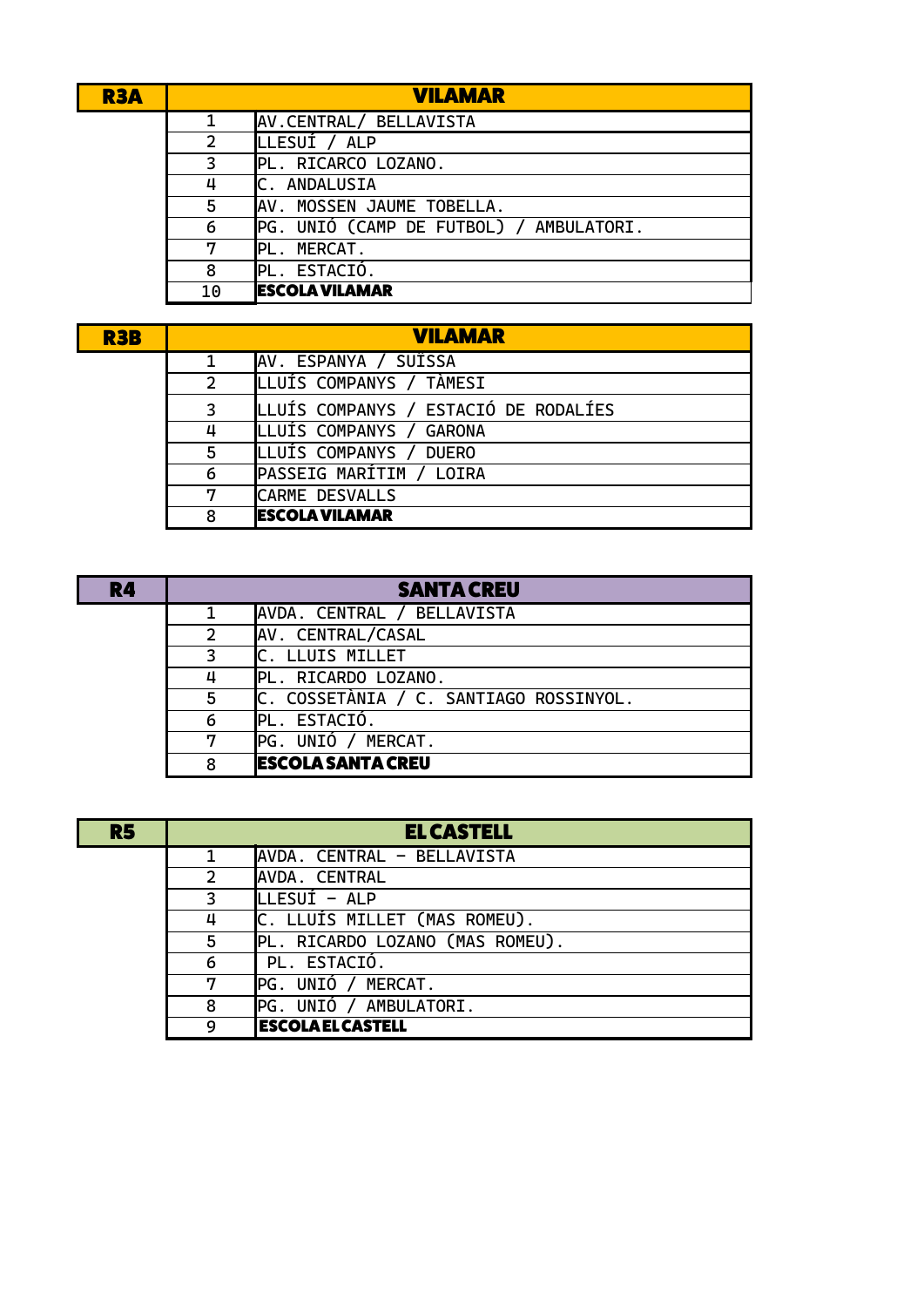| R3A | VILAMAR |
|---|---|
| 1 | AV.CENTRAL/ BELLAVISTA |
| 2 | LLESUÍ / ALP |
| 3 | PL. RICARCO LOZANO. |
| 4 | C. ANDALUSIA |
| 5 | AV. MOSSEN JAUME TOBELLA. |
| 6 | PG. UNIÓ (CAMP DE FUTBOL) / AMBULATORI. |
| 7 | PL. MERCAT. |
| 8 | PL. ESTACIÓ. |
| 10 | **ESCOLA VILAMAR** |

| R3B | VILAMAR |
|---|---|
| 1 | AV. ESPANYA / SUÏSSA |
| 2 | LLUÍS COMPANYS / TÀMESI |
| 3 | LLUÍS COMPANYS / ESTACIÓ DE RODALÍES |
| 4 | LLUÍS COMPANYS / GARONA |
| 5 | LLUÍS COMPANYS / DUERO |
| 6 | PASSEIG MARÍTIM / LOIRA |
| 7 | CARME DESVALLS |
| 8 | **ESCOLA VILAMAR** |

| R4 | SANTA CREU |
|---|---|
| 1 | AVDA. CENTRAL / BELLAVISTA |
| 2 | AV. CENTRAL/CASAL |
| 3 | C. LLUIS MILLET |
| 4 | PL. RICARDO LOZANO. |
| 5 | C. COSSETÀNIA / C. SANTIAGO ROSSINYOL. |
| 6 | PL. ESTACIÓ. |
| 7 | PG. UNIÓ / MERCAT. |
| 8 | **ESCOLA SANTA CREU** |

| R5 | EL CASTELL |
|---|---|
| 1 | AVDA. CENTRAL - BELLAVISTA |
| 2 | AVDA. CENTRAL |
| 3 | LLESUÍ - ALP |
| 4 | C. LLUÍS MILLET (MAS ROMEU). |
| 5 | PL. RICARDO LOZANO (MAS ROMEU). |
| 6 | PL. ESTACIÓ. |
| 7 | PG. UNIÓ / MERCAT. |
| 8 | PG. UNIÓ / AMBULATORI. |
| 9 | **ESCOLA EL CASTELL** |